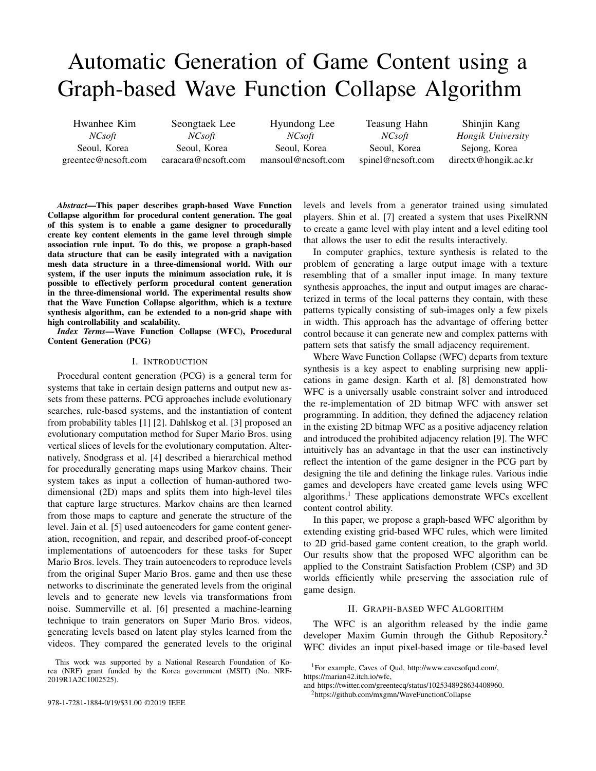# Automatic Generation of Game Content using a Graph-based Wave Function Collapse Algorithm

Hwanhee Kim
*NCsoft*
Seoul, Korea
greentec@ncsoft.com

Seongtaek Lee
*NCsoft*
Seoul, Korea
caracara@ncsoft.com

Hyundong Lee
*NCsoft*
Seoul, Korea
mansoul@ncsoft.com

Teasung Hahn
*NCsoft*
Seoul, Korea
spinel@ncsoft.com

Shinjin Kang
*Hongik University*
Sejong, Korea
directx@hongik.ac.kr

***Abstract*—This paper describes graph-based Wave Function Collapse algorithm for procedural content generation. The goal of this system is to enable a game designer to procedurally create key content elements in the game level through simple association rule input. To do this, we propose a graph-based data structure that can be easily integrated with a navigation mesh data structure in a three-dimensional world. With our system, if the user inputs the minimum association rule, it is possible to effectively perform procedural content generation in the three-dimensional world. The experimental results show that the Wave Function Collapse algorithm, which is a texture synthesis algorithm, can be extended to a non-grid shape with high controllability and scalability.**

***Index Terms*—Wave Function Collapse (WFC), Procedural Content Generation (PCG)**

## I. Introduction

Procedural content generation (PCG) is a general term for systems that take in certain design patterns and output new assets from these patterns. PCG approaches include evolutionary searches, rule-based systems, and the instantiation of content from probability tables [1] [2]. Dahlskog et al. [3] proposed an evolutionary computation method for Super Mario Bros. using vertical slices of levels for the evolutionary computation. Alternatively, Snodgrass et al. [4] described a hierarchical method for procedurally generating maps using Markov chains. Their system takes as input a collection of human-authored two-dimensional (2D) maps and splits them into high-level tiles that capture large structures. Markov chains are then learned from those maps to capture and generate the structure of the level. Jain et al. [5] used autoencoders for game content generation, recognition, and repair, and described proof-of-concept implementations of autoencoders for these tasks for Super Mario Bros. levels. They train autoencoders to reproduce levels from the original Super Mario Bros. game and then use these networks to discriminate the generated levels from the original levels and to generate new levels via transformations from noise. Summerville et al. [6] presented a machine-learning technique to train generators on Super Mario Bros. videos, generating levels based on latent play styles learned from the videos. They compared the generated levels to the original levels and levels from a generator trained using simulated players. Shin et al. [7] created a system that uses PixelRNN to create a game level with play intent and a level editing tool that allows the user to edit the results interactively.

In computer graphics, texture synthesis is related to the problem of generating a large output image with a texture resembling that of a smaller input image. In many texture synthesis approaches, the input and output images are characterized in terms of the local patterns they contain, with these patterns typically consisting of sub-images only a few pixels in width. This approach has the advantage of offering better control because it can generate new and complex patterns with pattern sets that satisfy the small adjacency requirement.

Where Wave Function Collapse (WFC) departs from texture synthesis is a key aspect to enabling surprising new applications in game design. Karth et al. [8] demonstrated how WFC is a universally usable constraint solver and introduced the re-implementation of 2D bitmap WFC with answer set programming. In addition, they defined the adjacency relation in the existing 2D bitmap WFC as a positive adjacency relation and introduced the prohibited adjacency relation [9]. The WFC intuitively has an advantage in that the user can instinctively reflect the intention of the game designer in the PCG part by designing the tile and defining the linkage rules. Various indie games and developers have created game levels using WFC algorithms.[1] These applications demonstrate WFCs excellent content control ability.

In this paper, we propose a graph-based WFC algorithm by extending existing grid-based WFC rules, which were limited to 2D grid-based game content creation, to the graph world. Our results show that the proposed WFC algorithm can be applied to the Constraint Satisfaction Problem (CSP) and 3D worlds efficiently while preserving the association rule of game design.

## II. Graph-based WFC Algorithm

The WFC is an algorithm released by the indie game developer Maxim Gumin through the Github Repository.[2] WFC divides an input pixel-based image or tile-based level

This work was supported by a National Research Foundation of Korea (NRF) grant funded by the Korea government (MSIT) (No. NRF-2019R1A2C1002525).

[1] For example, Caves of Qud, http://www.cavesofqud.com/, https://marian42.itch.io/wfc, and https://twitter.com/greentecq/status/1025348928634408960.

[2] https://github.com/mxgmn/WaveFunctionCollapse

978-1-7281-1884-0/19/$31.00 ©2019 IEEE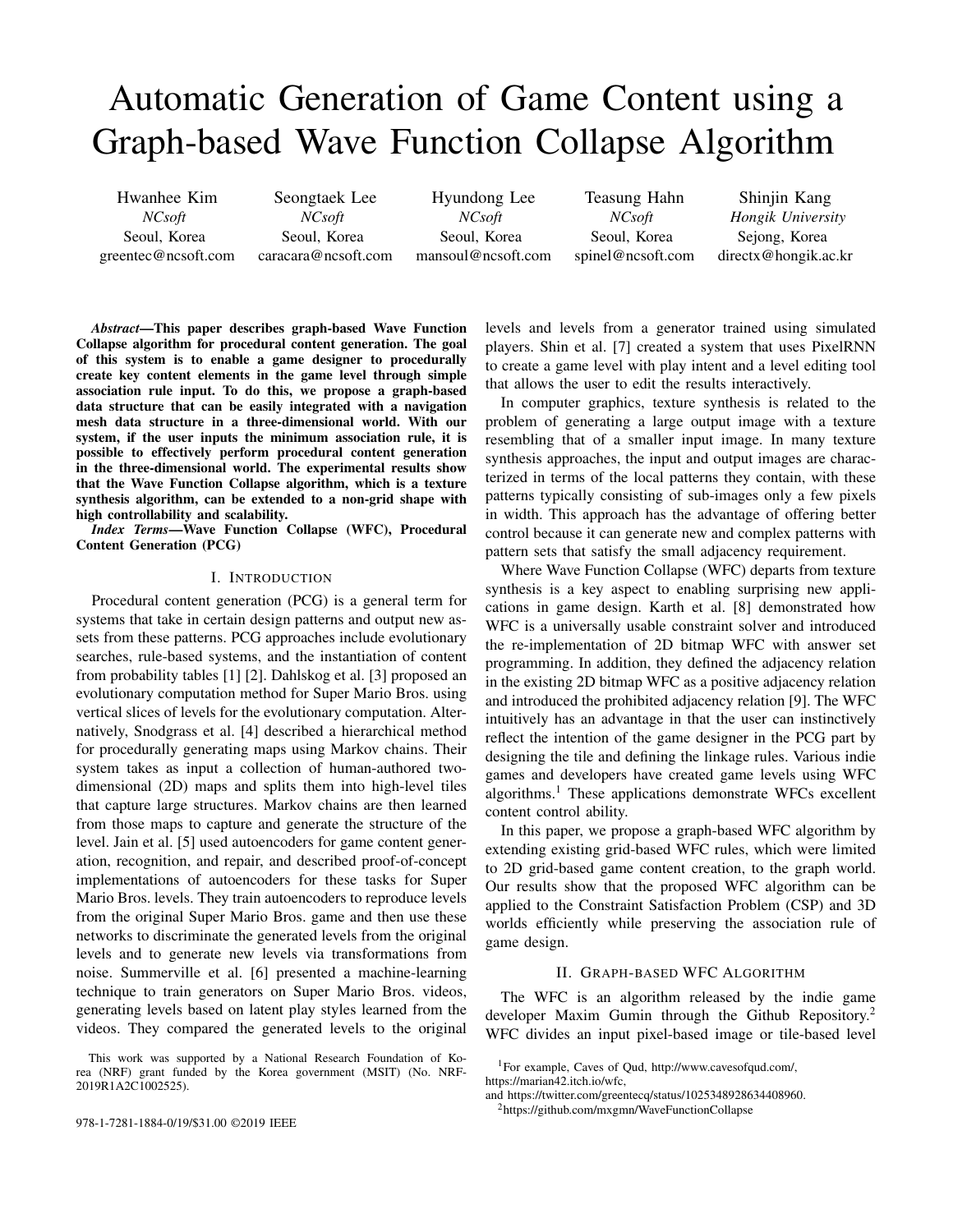# Automatic Generation of Game Content using a Graph-based Wave Function Collapse Algorithm

Hwanhee Kim
*NCsoft*
Seoul, Korea
greentec@ncsoft.com

Seongtaek Lee
*NCsoft*
Seoul, Korea
caracara@ncsoft.com

Hyundong Lee
*NCsoft*
Seoul, Korea
mansoul@ncsoft.com

Teasung Hahn
*NCsoft*
Seoul, Korea
spinel@ncsoft.com

Shinjin Kang
*Hongik University*
Sejong, Korea
directx@hongik.ac.kr

***Abstract*—This paper describes graph-based Wave Function Collapse algorithm for procedural content generation. The goal of this system is to enable a game designer to procedurally create key content elements in the game level through simple association rule input. To do this, we propose a graph-based data structure that can be easily integrated with a navigation mesh data structure in a three-dimensional world. With our system, if the user inputs the minimum association rule, it is possible to effectively perform procedural content generation in the three-dimensional world. The experimental results show that the Wave Function Collapse algorithm, which is a texture synthesis algorithm, can be extended to a non-grid shape with high controllability and scalability.**

***Index Terms*—Wave Function Collapse (WFC), Procedural Content Generation (PCG)**

## I. Introduction

Procedural content generation (PCG) is a general term for systems that take in certain design patterns and output new assets from these patterns. PCG approaches include evolutionary searches, rule-based systems, and the instantiation of content from probability tables [1] [2]. Dahlskog et al. [3] proposed an evolutionary computation method for Super Mario Bros. using vertical slices of levels for the evolutionary computation. Alternatively, Snodgrass et al. [4] described a hierarchical method for procedurally generating maps using Markov chains. Their system takes as input a collection of human-authored two-dimensional (2D) maps and splits them into high-level tiles that capture large structures. Markov chains are then learned from those maps to capture and generate the structure of the level. Jain et al. [5] used autoencoders for game content generation, recognition, and repair, and described proof-of-concept implementations of autoencoders for these tasks for Super Mario Bros. levels. They train autoencoders to reproduce levels from the original Super Mario Bros. game and then use these networks to discriminate the generated levels from the original levels and to generate new levels via transformations from noise. Summerville et al. [6] presented a machine-learning technique to train generators on Super Mario Bros. videos, generating levels based on latent play styles learned from the videos. They compared the generated levels to the original levels and levels from a generator trained using simulated players. Shin et al. [7] created a system that uses PixelRNN to create a game level with play intent and a level editing tool that allows the user to edit the results interactively.

In computer graphics, texture synthesis is related to the problem of generating a large output image with a texture resembling that of a smaller input image. In many texture synthesis approaches, the input and output images are characterized in terms of the local patterns they contain, with these patterns typically consisting of sub-images only a few pixels in width. This approach has the advantage of offering better control because it can generate new and complex patterns with pattern sets that satisfy the small adjacency requirement.

Where Wave Function Collapse (WFC) departs from texture synthesis is a key aspect to enabling surprising new applications in game design. Karth et al. [8] demonstrated how WFC is a universally usable constraint solver and introduced the re-implementation of 2D bitmap WFC with answer set programming. In addition, they defined the adjacency relation in the existing 2D bitmap WFC as a positive adjacency relation and introduced the prohibited adjacency relation [9]. The WFC intuitively has an advantage in that the user can instinctively reflect the intention of the game designer in the PCG part by designing the tile and defining the linkage rules. Various indie games and developers have created game levels using WFC algorithms.[1] These applications demonstrate WFCs excellent content control ability.

In this paper, we propose a graph-based WFC algorithm by extending existing grid-based WFC rules, which were limited to 2D grid-based game content creation, to the graph world. Our results show that the proposed WFC algorithm can be applied to the Constraint Satisfaction Problem (CSP) and 3D worlds efficiently while preserving the association rule of game design.

## II. Graph-based WFC Algorithm

The WFC is an algorithm released by the indie game developer Maxim Gumin through the Github Repository.[2] WFC divides an input pixel-based image or tile-based level

This work was supported by a National Research Foundation of Korea (NRF) grant funded by the Korea government (MSIT) (No. NRF-2019R1A2C1002525).

[1] For example, Caves of Qud, http://www.cavesofqud.com/, https://marian42.itch.io/wfc, and https://twitter.com/greentecq/status/1025348928634408960.

[2] https://github.com/mxgmn/WaveFunctionCollapse

978-1-7281-1884-0/19/$31.00 ©2019 IEEE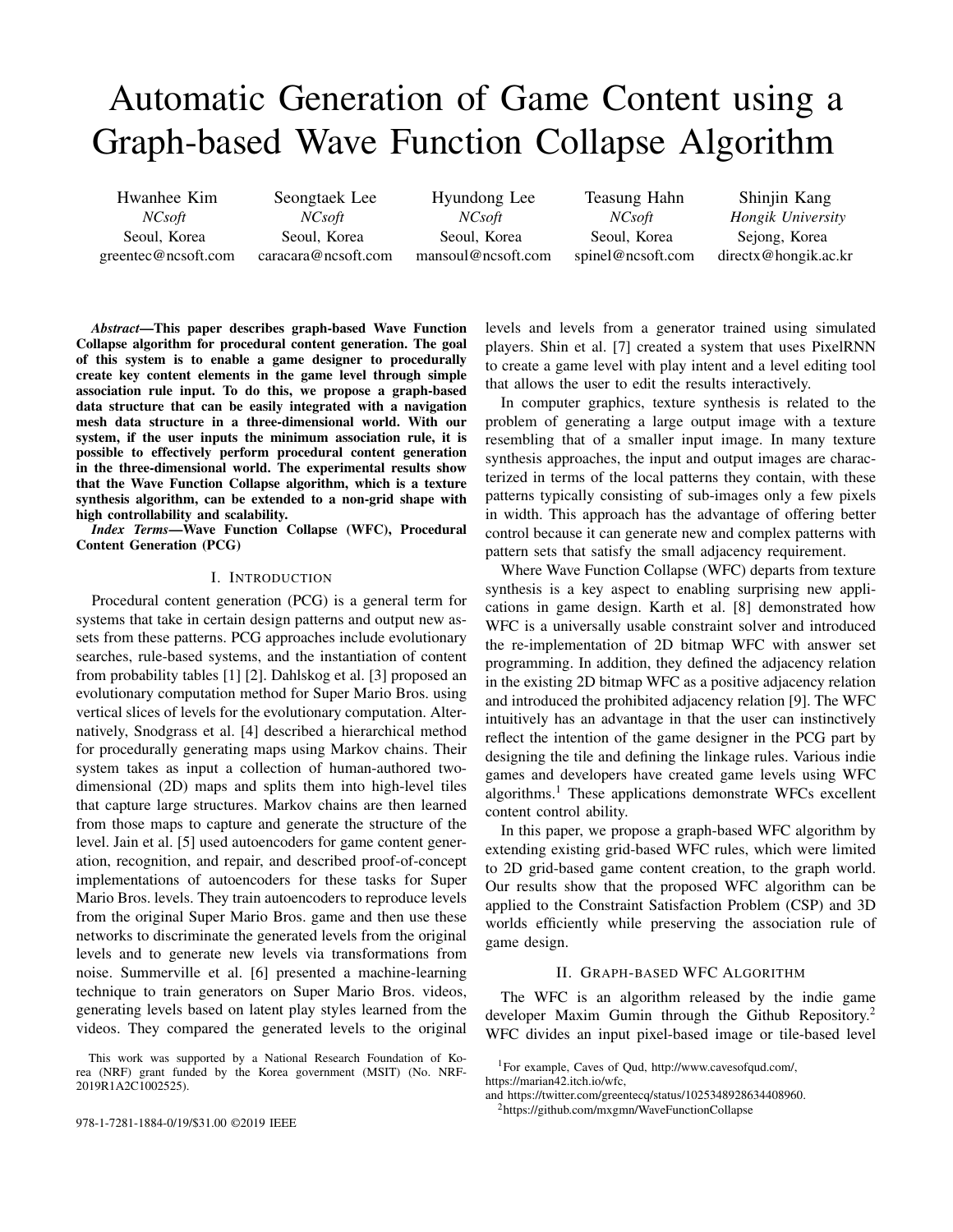# Automatic Generation of Game Content using a Graph-based Wave Function Collapse Algorithm

Hwanhee Kim
*NCsoft*
Seoul, Korea
greentec@ncsoft.com

Seongtaek Lee
*NCsoft*
Seoul, Korea
caracara@ncsoft.com

Hyundong Lee
*NCsoft*
Seoul, Korea
mansoul@ncsoft.com

Teasung Hahn
*NCsoft*
Seoul, Korea
spinel@ncsoft.com

Shinjin Kang
*Hongik University*
Sejong, Korea
directx@hongik.ac.kr

***Abstract*—This paper describes graph-based Wave Function Collapse algorithm for procedural content generation. The goal of this system is to enable a game designer to procedurally create key content elements in the game level through simple association rule input. To do this, we propose a graph-based data structure that can be easily integrated with a navigation mesh data structure in a three-dimensional world. With our system, if the user inputs the minimum association rule, it is possible to effectively perform procedural content generation in the three-dimensional world. The experimental results show that the Wave Function Collapse algorithm, which is a texture synthesis algorithm, can be extended to a non-grid shape with high controllability and scalability.**

***Index Terms*—Wave Function Collapse (WFC), Procedural Content Generation (PCG)**

## I. Introduction

Procedural content generation (PCG) is a general term for systems that take in certain design patterns and output new assets from these patterns. PCG approaches include evolutionary searches, rule-based systems, and the instantiation of content from probability tables [1] [2]. Dahlskog et al. [3] proposed an evolutionary computation method for Super Mario Bros. using vertical slices of levels for the evolutionary computation. Alternatively, Snodgrass et al. [4] described a hierarchical method for procedurally generating maps using Markov chains. Their system takes as input a collection of human-authored two-dimensional (2D) maps and splits them into high-level tiles that capture large structures. Markov chains are then learned from those maps to capture and generate the structure of the level. Jain et al. [5] used autoencoders for game content generation, recognition, and repair, and described proof-of-concept implementations of autoencoders for these tasks for Super Mario Bros. levels. They train autoencoders to reproduce levels from the original Super Mario Bros. game and then use these networks to discriminate the generated levels from the original levels and to generate new levels via transformations from noise. Summerville et al. [6] presented a machine-learning technique to train generators on Super Mario Bros. videos, generating levels based on latent play styles learned from the videos. They compared the generated levels to the original levels and levels from a generator trained using simulated players. Shin et al. [7] created a system that uses PixelRNN to create a game level with play intent and a level editing tool that allows the user to edit the results interactively.

In computer graphics, texture synthesis is related to the problem of generating a large output image with a texture resembling that of a smaller input image. In many texture synthesis approaches, the input and output images are characterized in terms of the local patterns they contain, with these patterns typically consisting of sub-images only a few pixels in width. This approach has the advantage of offering better control because it can generate new and complex patterns with pattern sets that satisfy the small adjacency requirement.

Where Wave Function Collapse (WFC) departs from texture synthesis is a key aspect to enabling surprising new applications in game design. Karth et al. [8] demonstrated how WFC is a universally usable constraint solver and introduced the re-implementation of 2D bitmap WFC with answer set programming. In addition, they defined the adjacency relation in the existing 2D bitmap WFC as a positive adjacency relation and introduced the prohibited adjacency relation [9]. The WFC intuitively has an advantage in that the user can instinctively reflect the intention of the game designer in the PCG part by designing the tile and defining the linkage rules. Various indie games and developers have created game levels using WFC algorithms.[1] These applications demonstrate WFCs excellent content control ability.

In this paper, we propose a graph-based WFC algorithm by extending existing grid-based WFC rules, which were limited to 2D grid-based game content creation, to the graph world. Our results show that the proposed WFC algorithm can be applied to the Constraint Satisfaction Problem (CSP) and 3D worlds efficiently while preserving the association rule of game design.

## II. Graph-based WFC Algorithm

The WFC is an algorithm released by the indie game developer Maxim Gumin through the Github Repository.[2] WFC divides an input pixel-based image or tile-based level

This work was supported by a National Research Foundation of Korea (NRF) grant funded by the Korea government (MSIT) (No. NRF-2019R1A2C1002525).

978-1-7281-1884-0/19/$31.00 ©2019 IEEE

[1] For example, Caves of Qud, http://www.cavesofqud.com/, https://marian42.itch.io/wfc, and https://twitter.com/greentecq/status/1025348928634408960.

[2] https://github.com/mxgmn/WaveFunctionCollapse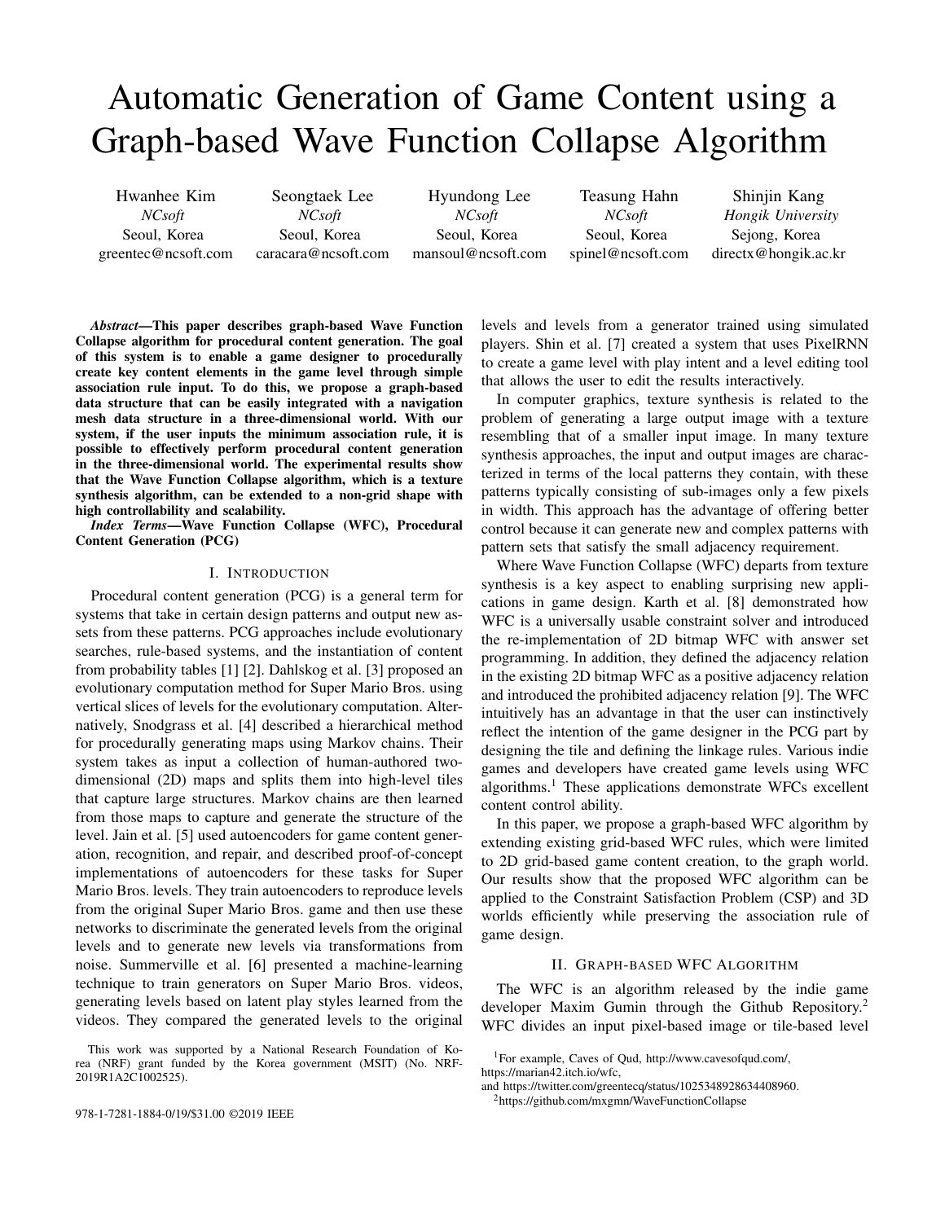# Automatic Generation of Game Content using a Graph-based Wave Function Collapse Algorithm

Hwanhee Kim
*NCsoft*
Seoul, Korea
greentec@ncsoft.com

Seongtaek Lee
*NCsoft*
Seoul, Korea
caracara@ncsoft.com

Hyundong Lee
*NCsoft*
Seoul, Korea
mansoul@ncsoft.com

Teasung Hahn
*NCsoft*
Seoul, Korea
spinel@ncsoft.com

Shinjin Kang
*Hongik University*
Sejong, Korea
directx@hongik.ac.kr

***Abstract*—This paper describes graph-based Wave Function Collapse algorithm for procedural content generation. The goal of this system is to enable a game designer to procedurally create key content elements in the game level through simple association rule input. To do this, we propose a graph-based data structure that can be easily integrated with a navigation mesh data structure in a three-dimensional world. With our system, if the user inputs the minimum association rule, it is possible to effectively perform procedural content generation in the three-dimensional world. The experimental results show that the Wave Function Collapse algorithm, which is a texture synthesis algorithm, can be extended to a non-grid shape with high controllability and scalability.**

***Index Terms*—Wave Function Collapse (WFC), Procedural Content Generation (PCG)**

## I. Introduction

Procedural content generation (PCG) is a general term for systems that take in certain design patterns and output new assets from these patterns. PCG approaches include evolutionary searches, rule-based systems, and the instantiation of content from probability tables [1] [2]. Dahlskog et al. [3] proposed an evolutionary computation method for Super Mario Bros. using vertical slices of levels for the evolutionary computation. Alternatively, Snodgrass et al. [4] described a hierarchical method for procedurally generating maps using Markov chains. Their system takes as input a collection of human-authored two-dimensional (2D) maps and splits them into high-level tiles that capture large structures. Markov chains are then learned from those maps to capture and generate the structure of the level. Jain et al. [5] used autoencoders for game content generation, recognition, and repair, and described proof-of-concept implementations of autoencoders for these tasks for Super Mario Bros. levels. They train autoencoders to reproduce levels from the original Super Mario Bros. game and then use these networks to discriminate the generated levels from the original levels and to generate new levels via transformations from noise. Summerville et al. [6] presented a machine-learning technique to train generators on Super Mario Bros. videos, generating levels based on latent play styles learned from the videos. They compared the generated levels to the original levels and levels from a generator trained using simulated players. Shin et al. [7] created a system that uses PixelRNN to create a game level with play intent and a level editing tool that allows the user to edit the results interactively.

In computer graphics, texture synthesis is related to the problem of generating a large output image with a texture resembling that of a smaller input image. In many texture synthesis approaches, the input and output images are characterized in terms of the local patterns they contain, with these patterns typically consisting of sub-images only a few pixels in width. This approach has the advantage of offering better control because it can generate new and complex patterns with pattern sets that satisfy the small adjacency requirement.

Where Wave Function Collapse (WFC) departs from texture synthesis is a key aspect to enabling surprising new applications in game design. Karth et al. [8] demonstrated how WFC is a universally usable constraint solver and introduced the re-implementation of 2D bitmap WFC with answer set programming. In addition, they defined the adjacency relation in the existing 2D bitmap WFC as a positive adjacency relation and introduced the prohibited adjacency relation [9]. The WFC intuitively has an advantage in that the user can instinctively reflect the intention of the game designer in the PCG part by designing the tile and defining the linkage rules. Various indie games and developers have created game levels using WFC algorithms.[1] These applications demonstrate WFCs excellent content control ability.

In this paper, we propose a graph-based WFC algorithm by extending existing grid-based WFC rules, which were limited to 2D grid-based game content creation, to the graph world. Our results show that the proposed WFC algorithm can be applied to the Constraint Satisfaction Problem (CSP) and 3D worlds efficiently while preserving the association rule of game design.

## II. Graph-based WFC Algorithm

The WFC is an algorithm released by the indie game developer Maxim Gumin through the Github Repository.[2] WFC divides an input pixel-based image or tile-based level

This work was supported by a National Research Foundation of Korea (NRF) grant funded by the Korea government (MSIT) (No. NRF-2019R1A2C1002525).

[1] For example, Caves of Qud, http://www.cavesofqud.com/, https://marian42.itch.io/wfc, and https://twitter.com/greentecq/status/1025348928634408960.

[2] https://github.com/mxgmn/WaveFunctionCollapse

978-1-7281-1884-0/19/$31.00 ©2019 IEEE